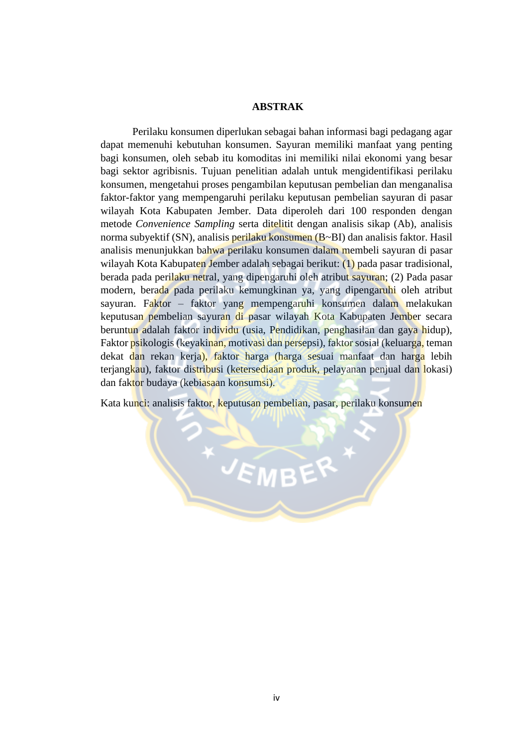# ABSTRAK

Perilaku konsumen diperlukan sebagai bahan informasi bagi pedagang agar dapat memenuhi kebutuhan konsumen. Sayuran memiliki manfaat yang penting bagi konsumen, oleh sebab itu komoditas ini memiliki nilai ekonomi yang besar bagi sektor agribisnis. Tujuan penelitian adalah untuk mengidentifikasi perilaku konsumen, mengetahui proses pengambilan keputusan pembelian dan menganalisa faktor-faktor yang mempengaruhi perilaku keputusan pembelian sayuran di pasar wilayah Kota Kabupaten Jember. Data diperoleh dari 100 responden dengan metode *Convenience Sampling* serta ditelitit dengan analisis sikap (Ab), analisis norma subyektif (SN), analisis perilaku konsumen (B~BI) dan analisis faktor. Hasil analisis menunjukkan bahwa perilaku konsumen dalam membeli sayuran di pasar wilayah Kota Kabupaten Jember adalah sebagai berikut: (1) pada pasar tradisional, berada pada perilaku netral, yang dipengaruhi oleh atribut sayuran; (2) Pada pasar modern, berada pada perilaku kemungkinan ya, yang dipengaruhi oleh atribut sayuran. Faktor – faktor yang mempengaruhi konsumen dalam melakukan keputusan pembelian sayuran di pasar wilayah Kota Kabupaten Jember secara beruntun adalah faktor individu (usia, Pendidikan, penghasilan dan gaya hidup), Faktor psikologis (keyakinan, motivasi dan persepsi), faktor sosial (keluarga, teman dekat dan rekan kerja), faktor harga (harga sesuai manfaat dan harga lebih terjangkau), faktor distribusi (ketersediaan produk, pelayanan penjual dan lokasi) dan faktor budaya (kebiasaan konsumsi).

Kata kunci: analisis faktor, keputusan pembelian, pasar, perilaku konsumen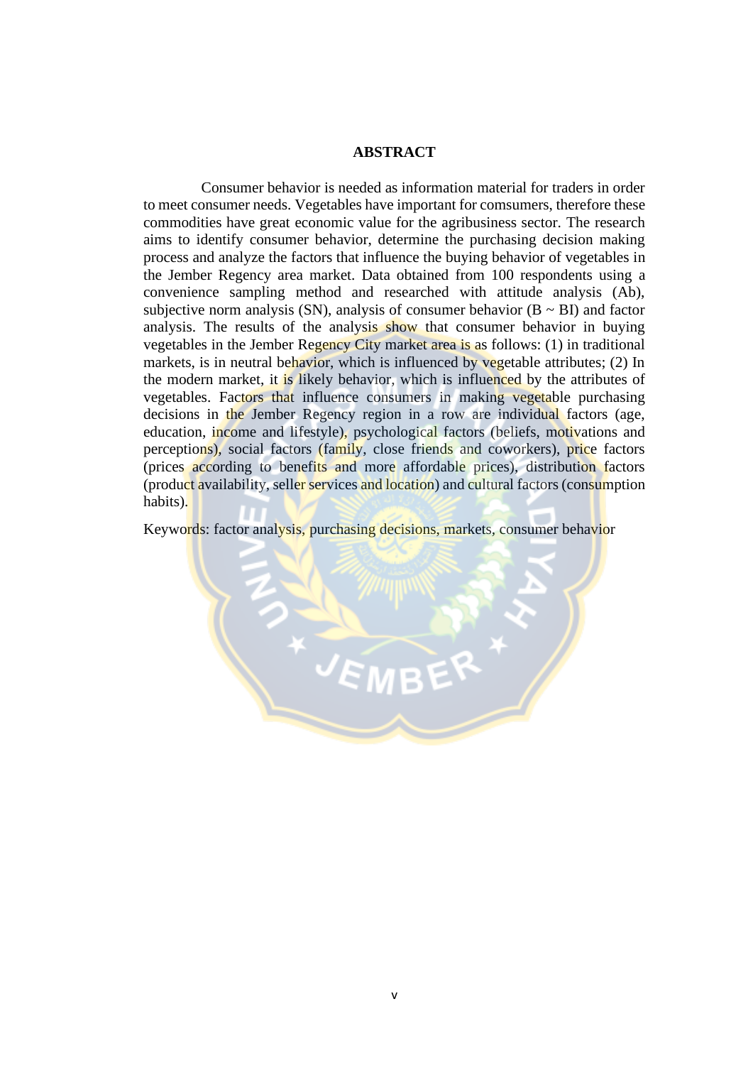## ABSTRACT

Consumer behavior is needed as information material for traders in order to meet consumer needs. Vegetables have important for comsumers, therefore these commodities have great economic value for the agribusiness sector. The research aims to identify consumer behavior, determine the purchasing decision making process and analyze the factors that influence the buying behavior of vegetables in the Jember Regency area market. Data obtained from 100 respondents using a convenience sampling method and researched with attitude analysis (Ab), subjective norm analysis (SN), analysis of consumer behavior (B ~ BI) and factor analysis. The results of the analysis show that consumer behavior in buying vegetables in the Jember Regency City market area is as follows: (1) in traditional markets, is in neutral behavior, which is influenced by vegetable attributes; (2) In the modern market, it is likely behavior, which is influenced by the attributes of vegetables. Factors that influence consumers in making vegetable purchasing decisions in the Jember Regency region in a row are individual factors (age, education, income and lifestyle), psychological factors (beliefs, motivations and perceptions), social factors (family, close friends and coworkers), price factors (prices according to benefits and more affordable prices), distribution factors (product availability, seller services and location) and cultural factors (consumption habits).

Keywords: factor analysis, purchasing decisions, markets, consumer behavior